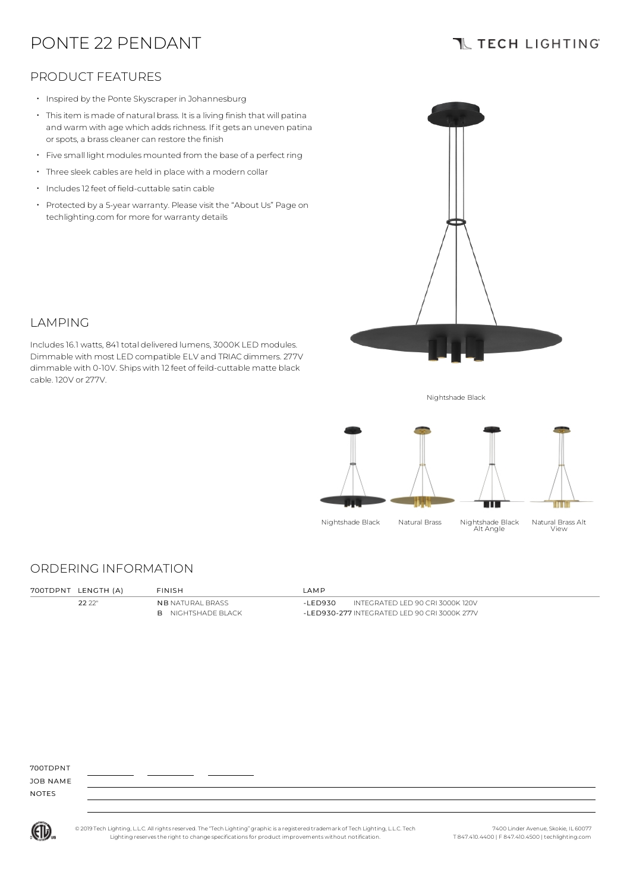# PONTE 22 PENDANT

TECH LIGHTING

## PRODUCT FEATURES

- Inspired by the Ponte Skyscraper in Johannesburg
- This item is made of natural brass. It is a living finish that will patina and warm with age which adds richness. If it gets an uneven patina or spots, a brass cleaner can restore the finish
- Five small light modules mounted from the base of a perfect ring
- Three sleek cables are held in place with a modern collar
- Includes 12 feet of field-cuttable satin cable
- Protected by a 5-year warranty. Please visit the "About Us" Page on techlighting.com for more for warranty details

## LAMPING

Includes 16.1 watts, 841 total delivered lumens, 3000K LED modules. Dimmable with most LED compatible ELV and TRIAC dimmers. 277V dimmable with 0-10V. Ships with 12 feet of feild-cuttable matte black cable. 120V or 277V.

Nightshade Black

Nightshade Black | Natural Brass | Nightshade Black Alt Angle | Natural Brass Alt View

## ORDERING INFORMATION

| 700TDPNT | LENGTH (A) | FINISH | LAMP |
|---|---|---|---|
| | **22** 22" | **NB** NATURAL BRASS | **-LED930** INTEGRATED LED 90 CRI 3000K 120V |
| | | **B** NIGHTSHADE BLACK | **-LED930-277** INTEGRATED LED 90 CRI 3000K 277V |

700TDPNT ________ ________ ________

JOB NAME

NOTES

© 2019 Tech Lighting, L.L.C. All rights reserved. The "Tech Lighting" graphic is a registered trademark of Tech Lighting, L.L.C. Tech Lighting reserves the right to change specifications for product improvements without notification.

7400 Linder Avenue, Skokie, IL 60077
T 847.410.4400 | F 847.410.4500 | techlighting.com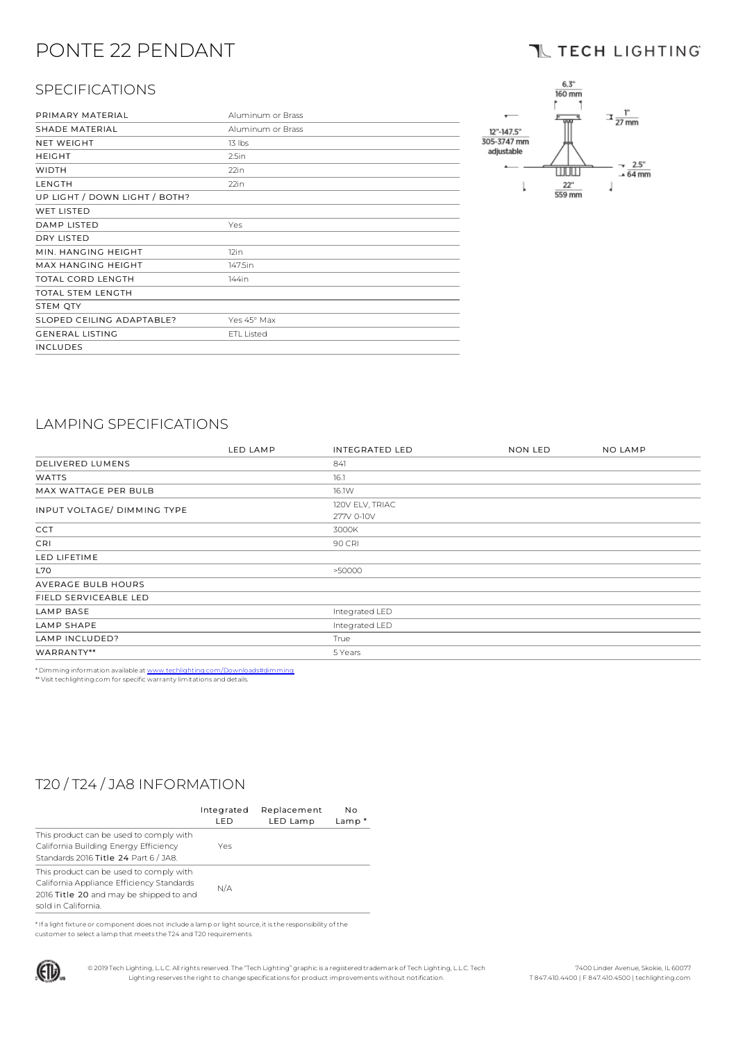# PONTE 22 PENDANT

TECH LIGHTING

## SPECIFICATIONS

| | |
|---|---|
| PRIMARY MATERIAL | Aluminum or Brass |
| SHADE MATERIAL | Aluminum or Brass |
| NET WEIGHT | 13 lbs |
| HEIGHT | 2.5in |
| WIDTH | 22in |
| LENGTH | 22in |
| UP LIGHT / DOWN LIGHT / BOTH? | |
| WET LISTED | |
| DAMP LISTED | Yes |
| DRY LISTED | |
| MIN. HANGING HEIGHT | 12in |
| MAX HANGING HEIGHT | 147.5in |
| TOTAL CORD LENGTH | 144in |
| TOTAL STEM LENGTH | |
| STEM QTY | |
| SLOPED CEILING ADAPTABLE? | Yes 45° Max |
| GENERAL LISTING | ETL Listed |
| INCLUDES | |

6.3"
160 mm

1"
27 mm

12"-147.5"
305-3747 mm
adjustable

2.5"
64 mm

22"
559 mm

## LAMPING SPECIFICATIONS

| | LED LAMP | INTEGRATED LED | NON LED | NO LAMP |
|---|---|---|---|---|
| DELIVERED LUMENS | | 841 | | |
| WATTS | | 16.1 | | |
| MAX WATTAGE PER BULB | | 16.1W | | |
| INPUT VOLTAGE/ DIMMING TYPE | | 120V ELV, TRIAC 277V 0-10V | | |
| CCT | | 3000K | | |
| CRI | | 90 CRI | | |
| LED LIFETIME | | | | |
| L70 | | >50000 | | |
| AVERAGE BULB HOURS | | | | |
| FIELD SERVICEABLE LED | | | | |
| LAMP BASE | | Integrated LED | | |
| LAMP SHAPE | | Integrated LED | | |
| LAMP INCLUDED? | | True | | |
| WARRANTY** | | 5 Years | | |

* Dimming information available at www.techlighting.com/Downloads#dimming
** Visit techlighting.com for specific warranty limitations and details.

## T20 / T24 / JA8 INFORMATION

| | Integrated LED | Replacement LED Lamp | No Lamp * |
|---|---|---|---|
| This product can be used to comply with California Building Energy Efficiency Standards 2016 Title 24 Part 6 / JA8. | Yes | | |
| This product can be used to comply with California Appliance Efficiency Standards 2016 Title 20 and may be shipped to and sold in California. | N/A | | |

* If a light fixture or component does not include a lamp or light source, it is the responsibility of the customer to select a lamp that meets the T24 and T20 requirements.

© 2019 Tech Lighting, L.L.C. All rights reserved. The "Tech Lighting" graphic is a registered trademark of Tech Lighting, L.L.C. Tech Lighting reserves the right to change specifications for product improvements without notification.

7400 Linder Avenue, Skokie, IL 60077
T 847.410.4400 | F 847.410.4500 | techlighting.com